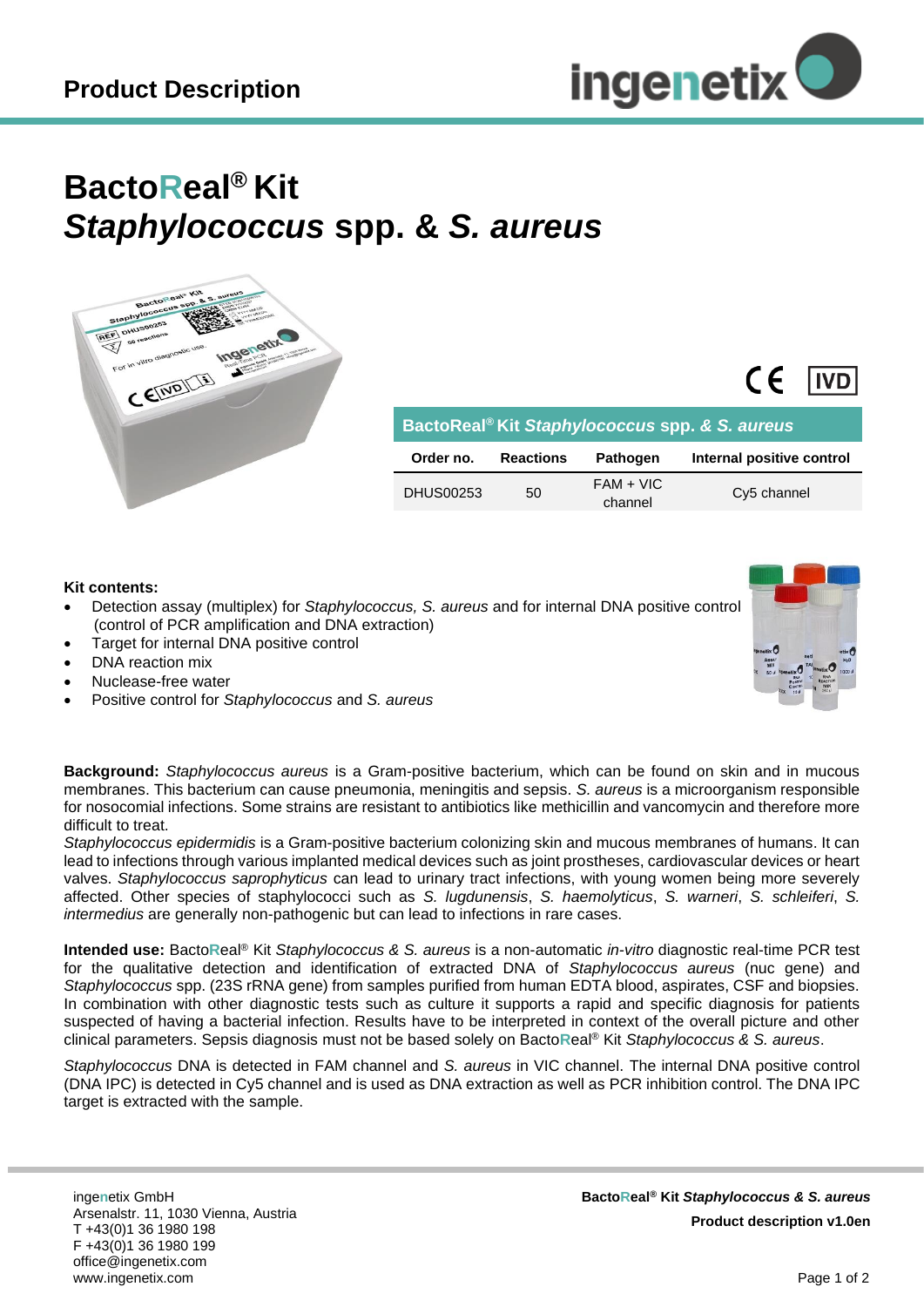# Product Description

# BactoReal® Kit *Staphylococcus* spp. & *S. aureus*

| BactoReal® Kit *Staphylococcus* spp. & *S. aureus* | | | |
|---|---|---|---|
| **Order no.** | **Reactions** | **Pathogen** | **Internal positive control** |
| DHUS00253 | 50 | FAM + VIC channel | Cy5 channel |

**Kit contents:**

- Detection assay (multiplex) for *Staphylococcus, S. aureus* and for internal DNA positive control (control of PCR amplification and DNA extraction)
- Target for internal DNA positive control
- DNA reaction mix
- Nuclease-free water
- Positive control for *Staphylococcus* and *S. aureus*

**Background:** *Staphylococcus aureus* is a Gram-positive bacterium, which can be found on skin and in mucous membranes. This bacterium can cause pneumonia, meningitis and sepsis. *S. aureus* is a microorganism responsible for nosocomial infections. Some strains are resistant to antibiotics like methicillin and vancomycin and therefore more difficult to treat.

*Staphylococcus epidermidis* is a Gram-positive bacterium colonizing skin and mucous membranes of humans. It can lead to infections through various implanted medical devices such as joint prostheses, cardiovascular devices or heart valves. *Staphylococcus saprophyticus* can lead to urinary tract infections, with young women being more severely affected. Other species of staphylococci such as *S. lugdunensis*, *S. haemolyticus*, *S. warneri*, *S. schleiferi*, *S. intermedius* are generally non-pathogenic but can lead to infections in rare cases.

**Intended use:** BactoReal® Kit *Staphylococcus & S. aureus* is a non-automatic *in-vitro* diagnostic real-time PCR test for the qualitative detection and identification of extracted DNA of *Staphylococcus aureus* (nuc gene) and *Staphylococcus* spp. (23S rRNA gene) from samples purified from human EDTA blood, aspirates, CSF and biopsies. In combination with other diagnostic tests such as culture it supports a rapid and specific diagnosis for patients suspected of having a bacterial infection. Results have to be interpreted in context of the overall picture and other clinical parameters. Sepsis diagnosis must not be based solely on BactoReal® Kit *Staphylococcus & S. aureus*.

*Staphylococcus* DNA is detected in FAM channel and *S. aureus* in VIC channel. The internal DNA positive control (DNA IPC) is detected in Cy5 channel and is used as DNA extraction as well as PCR inhibition control. The DNA IPC target is extracted with the sample.

ingenetix GmbH
Arsenalstr. 11, 1030 Vienna, Austria
T +43(0)1 36 1980 198
F +43(0)1 36 1980 199
office@ingenetix.com
www.ingenetix.com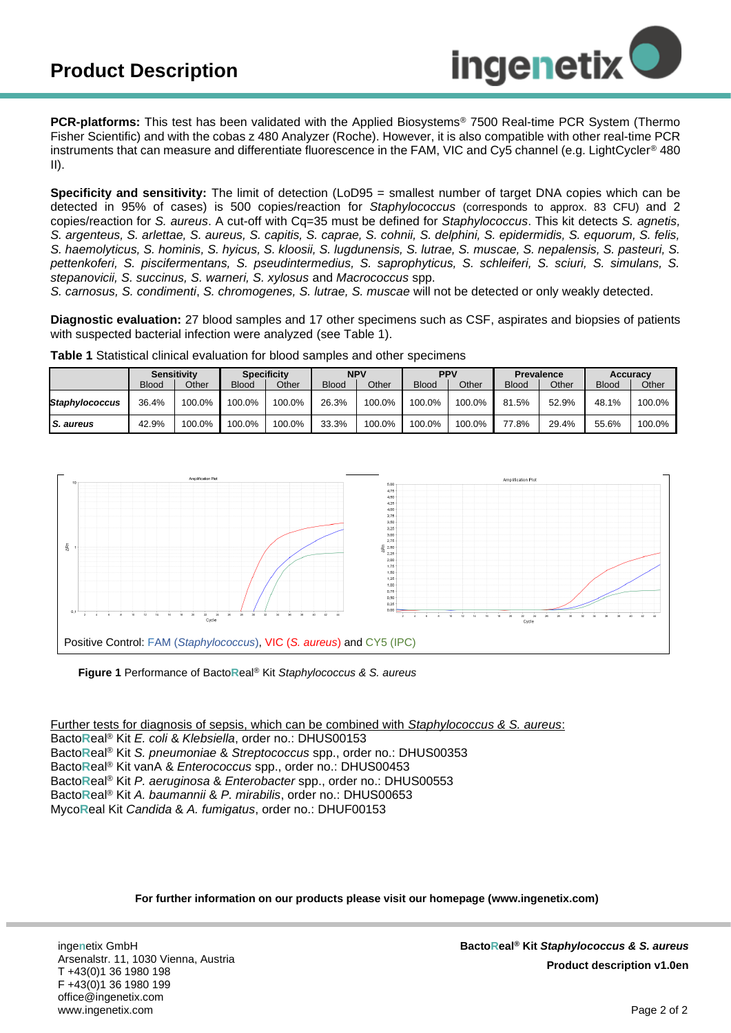# Product Description

**PCR-platforms:** This test has been validated with the Applied Biosystems® 7500 Real-time PCR System (Thermo Fisher Scientific) and with the cobas z 480 Analyzer (Roche). However, it is also compatible with other real-time PCR instruments that can measure and differentiate fluorescence in the FAM, VIC and Cy5 channel (e.g. LightCycler® 480 II).

**Specificity and sensitivity:** The limit of detection (LoD95 = smallest number of target DNA copies which can be detected in 95% of cases) is 500 copies/reaction for *Staphylococcus* (corresponds to approx. 83 CFU) and 2 copies/reaction for *S. aureus*. A cut-off with Cq=35 must be defined for *Staphylococcus*. This kit detects *S. agnetis, S. argenteus, S. arlettae, S. aureus, S. capitis, S. caprae, S. cohnii, S. delphini, S. epidermidis, S. equorum, S. felis, S. haemolyticus, S. hominis, S. hyicus, S. kloosii, S. lugdunensis, S. lutrae, S. muscae, S. nepalensis, S. pasteuri, S. pettenkoferi, S. piscifermentans, S. pseudintermedius, S. saprophyticus, S. schleiferi, S. sciuri, S. simulans, S. stepanovicii, S. succinus, S. warneri, S. xylosus* and *Macrococcus* spp.
*S. carnosus, S. condimenti*, *S. chromogenes, S. lutrae, S. muscae* will not be detected or only weakly detected.

**Diagnostic evaluation:** 27 blood samples and 17 other specimens such as CSF, aspirates and biopsies of patients with suspected bacterial infection were analyzed (see Table 1).

**Table 1** Statistical clinical evaluation for blood samples and other specimens

| | Sensitivity | | Specificity | | NPV | | PPV | | Prevalence | | Accuracy | |
|---|---|---|---|---|---|---|---|---|---|---|---|---|
| | Blood | Other | Blood | Other | Blood | Other | Blood | Other | Blood | Other | Blood | Other |
| ***Staphylococcus*** | 36.4% | 100.0% | 100.0% | 100.0% | 26.3% | 100.0% | 100.0% | 100.0% | 81.5% | 52.9% | 48.1% | 100.0% |
| ***S. aureus*** | 42.9% | 100.0% | 100.0% | 100.0% | 33.3% | 100.0% | 100.0% | 100.0% | 77.8% | 29.4% | 55.6% | 100.0% |

Amplification Plot
ΔRn
Cycle

Amplification Plot
ΔRn
Cycle

Positive Control: FAM (*Staphylococcus*), VIC (*S. aureus*) and CY5 (IPC)

**Figure 1** Performance of BactoReal® Kit *Staphylococcus & S. aureus*

<u>Further tests for diagnosis of sepsis, which can be combined with *Staphylococcus & S. aureus*:</u>
BactoReal® Kit *E. coli* & *Klebsiella*, order no.: DHUS00153
BactoReal® Kit *S. pneumoniae* & *Streptococcus* spp., order no.: DHUS00353
BactoReal® Kit vanA & *Enterococcus* spp., order no.: DHUS00453
BactoReal® Kit *P. aeruginosa* & *Enterobacter* spp., order no.: DHUS00553
BactoReal® Kit *A. baumannii* & *P. mirabilis*, order no.: DHUS00653
MycoReal Kit *Candida* & *A. fumigatus*, order no.: DHUF00153

**For further information on our products please visit our homepage (www.ingenetix.com)**

ingenetix GmbH
Arsenalstr. 11, 1030 Vienna, Austria
T +43(0)1 36 1980 198
F +43(0)1 36 1980 199
office@ingenetix.com
www.ingenetix.com

**BactoReal® Kit *Staphylococcus & S. aureus***
**Product description v1.0en**